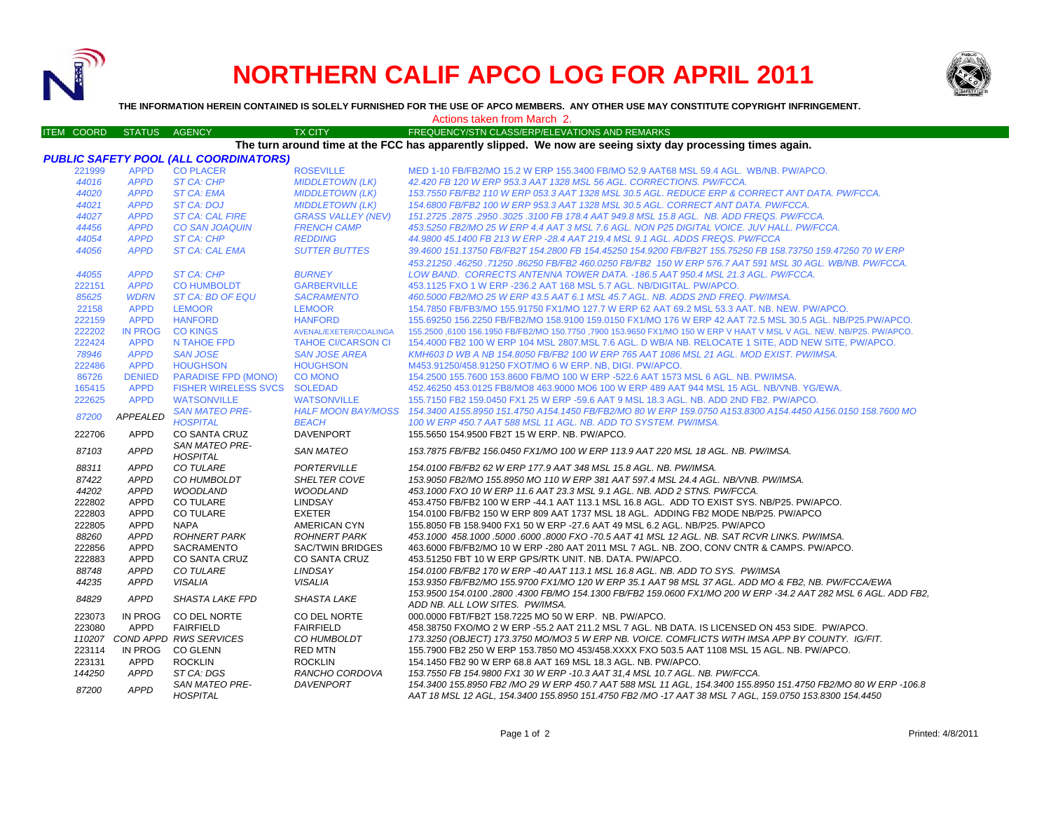# NORTHERN CALIF APCO LOG FOR APRIL 2011

**THE INFORMATION HEREIN CONTAINED IS SOLELY FURNISHED FOR THE USE OF APCO MEMBERS. ANY OTHER USE MAY CONSTITUTE COPYRIGHT INFRINGEMENT.**

Actions taken from March 2.

**The turn around time at the FCC has apparently slipped. We now are seeing sixty day processing times again.**

### *PUBLIC SAFETY POOL (ALL COORDINATORS)*

| ITEM COORD | STATUS | AGENCY | TX CITY | FREQUENCY/STN CLASS/ERP/ELEVATIONS AND REMARKS |
|---|---|---|---|---|
| 221999 | APPD | CO PLACER | ROSEVILLE | MED 1-10 FB/FB2/MO 15.2 W ERP 155.3400 FB/MO 52.9 AAT68 MSL 59.4 AGL. WB/NB. PW/APCO. |
| 44016 | APPD | ST CA: CHP | MIDDLETOWN (LK) | 42.420 FB 120 W ERP 953.3 AAT 1328 MSL 56 AGL. CORRECTIONS. PW/FCCA. |
| 44020 | APPD | ST CA: EMA | MIDDLETOWN (LK) | 153.7550 FB/FB2 110 W ERP 053.3 AAT 1328 MSL 30.5 AGL. REDUCE ERP & CORRECT ANT DATA. PW/FCCA. |
| 44021 | APPD | ST CA: DOJ | MIDDLETOWN (LK) | 154.6800 FB/FB2 100 W ERP 953.3 AAT 1328 MSL 30.5 AGL. CORRECT ANT DATA. PW/FCCA. |
| 44027 | APPD | ST CA: CAL FIRE | GRASS VALLEY (NEV) | 151.2725 .2875 .2950 .3025 .3100 FB 178.4 AAT 949.8 MSL 15.8 AGL. NB. ADD FREQS. PW/FCCA. |
| 44456 | APPD | CO SAN JOAQUIN | FRENCH CAMP | 453.5250 FB2/MO 25 W ERP 4.4 AAT 3 MSL 7.6 AGL. NON P25 DIGITAL VOICE. JUV HALL. PW/FCCA. |
| 44054 | APPD | ST CA: CHP | REDDING | 44.9800 45.1400 FB 213 W ERP -28.4 AAT 219.4 MSL 9.1 AGL. ADDS FREQS. PW/FCCA |
| 44056 | APPD | ST CA: CAL EMA | SUTTER BUTTES | 39.4600 151.13750 FB/FB2T 154.2800 FB 154.45250 154.9200 FB/FB2T 155.75250 FB 158.73750 159.47250 70 W ERP 453.21250 .46250 .71250 .86250 FB/FB2 460.0250 FB/FB2 150 W ERP 576.7 AAT 591 MSL 30 AGL. WB/NB. PW/FCCA. |
| 44055 | APPD | ST CA: CHP | BURNEY | LOW BAND. CORRECTS ANTENNA TOWER DATA. -186.5 AAT 950.4 MSL 21.3 AGL. PW/FCCA. |
| 222151 | APPD | CO HUMBOLDT | GARBERVILLE | 453.1125 FXO 1 W ERP -236.2 AAT 168 MSL 5.7 AGL. NB/DIGITAL. PW/APCO. |
| 85625 | WDRN | ST CA: BD OF EQU | SACRAMENTO | 460.5000 FB2/MO 25 W ERP 43.5 AAT 6.1 MSL 45.7 AGL. NB. ADDS 2ND FREQ. PW/IMSA. |
| 22158 | APPD | LEMOOR | LEMOOR | 154.7850 FB/FB3/MO 155.91750 FX1/MO 127.7 W ERP 62 AAT 69.2 MSL 53.3 AAT. NB. NEW. PW/APCO. |
| 222159 | APPD | HANFORD | HANFORD | 155.69250 156.2250 FB/FB2/MO 158.9100 159.0150 FX1/MO 176 W ERP 42 AAT 72.5 MSL 30.5 AGL. NB/P25.PW/APCO. |
| 222202 | IN PROG | CO KINGS | AVENAL/EXETER/COALINGA | 155.2500 ,6100 156.1950 FB/FB2/MO 150.7750 ,7900 153.9650 FX1/MO 150 W ERP V HAAT V MSL V AGL. NEW. NB/P25. PW/APCO. |
| 222424 | APPD | N TAHOE FPD | TAHOE CI/CARSON CI | 154.4000 FB2 100 W ERP 104 MSL 2807.MSL 7.6 AGL. D WB/A NB. RELOCATE 1 SITE, ADD NEW SITE, PW/APCO. |
| 78946 | APPD | SAN JOSE | SAN JOSE AREA | KMH603 D WB A NB 154.8050 FB/FB2 100 W ERP 765 AAT 1086 MSL 21 AGL. MOD EXIST. PW/IMSA. |
| 222486 | APPD | HOUGHSON | HOUGHSON | M453.91250/458.91250 FXOT/MO 6 W ERP. NB, DIGI. PW/APCO. |
| 86726 | DENIED | PARADISE FPD (MONO) | CO MONO | 154.2500 155.7600 153.8600 FB/MO 100 W ERP -522.6 AAT 1573 MSL 6 AGL. NB. PW/IMSA. |
| 165415 | APPD | FISHER WIRELESS SVCS | SOLEDAD | 452.46250 453.0125 FB8/MO8 463.9000 MO6 100 W ERP 489 AAT 944 MSL 15 AGL. NB/VNB. YG/EWA. |
| 222625 | APPD | WATSONVILLE | WATSONVILLE | 155.7150 FB2 159.0450 FX1 25 W ERP -59.6 AAT 9 MSL 18.3 AGL. NB. ADD 2ND FB2. PW/APCO. |
| 87200 | APPEALED | SAN MATEO PRE-HOSPITAL | HALF MOON BAY/MOSS BEACH | 154.3400 A155.8950 151.4750 A154.1450 FB/FB2/MO 80 W ERP 159.0750 A153.8300 A154.4450 A156.0150 158.7600 MO 100 W ERP 450.7 AAT 588 MSL 11 AGL. NB. ADD TO SYSTEM. PW/IMSA. |
| 222706 | APPD | CO SANTA CRUZ | DAVENPORT | 155.5650 154.9500 FB2T 15 W ERP. NB. PW/APCO. |
| 87103 | APPD | SAN MATEO PRE-HOSPITAL | SAN MATEO | 153.7875 FB/FB2 156.0450 FX1/MO 100 W ERP 113.9 AAT 220 MSL 18 AGL. NB. PW/IMSA. |
| 88311 | APPD | CO TULARE | PORTERVILLE | 154.0100 FB/FB2 62 W ERP 177.9 AAT 348 MSL 15.8 AGL. NB. PW/IMSA. |
| 87422 | APPD | CO HUMBOLDT | SHELTER COVE | 153.9050 FB2/MO 155.8950 MO 110 W ERP 381 AAT 597.4 MSL 24.4 AGL. NB/VNB. PW/IMSA. |
| 44202 | APPD | WOODLAND | WOODLAND | 453.1000 FXO 10 W ERP 11.6 AAT 23.3 MSL 9.1 AGL. NB. ADD 2 STNS. PW/FCCA. |
| 222802 | APPD | CO TULARE | LINDSAY | 453.4750 FB/FB2 100 W ERP -44.1 AAT 113.1 MSL 16.8 AGL. ADD TO EXIST SYS. NB/P25. PW/APCO. |
| 222803 | APPD | CO TULARE | EXETER | 154.0100 FB/FB2 150 W ERP 809 AAT 1737 MSL 18 AGL. ADDING FB2 MODE NB/P25. PW/APCO |
| 222805 | APPD | NAPA | AMERICAN CYN | 155.8050 FB 158.9400 FX1 50 W ERP -27.6 AAT 49 MSL 6.2 AGL. NB/P25. PW/APCO |
| 88260 | APPD | ROHNERT PARK | ROHNERT PARK | 453.1000 458.1000 .5000 .6000 .8000 FXO -70.5 AAT 41 MSL 12 AGL. NB. SAT RCVR LINKS. PW/IMSA. |
| 222856 | APPD | SACRAMENTO | SAC/TWIN BRIDGES | 463.6000 FB/FB2/MO 10 W ERP -280 AAT 2011 MSL 7 AGL. NB. ZOO, CONV CNTR & CAMPS. PW/APCO. |
| 222883 | APPD | CO SANTA CRUZ | CO SANTA CRUZ | 453.51250 FBT 10 W ERP GPS/RTK UNIT. NB. DATA. PW/APCO. |
| 88748 | APPD | CO TULARE | LINDSAY | 154.0100 FB/FB2 170 W ERP -40 AAT 113.1 MSL 16.8 AGL. NB. ADD TO SYS. PW/IMSA |
| 44235 | APPD | VISALIA | VISALIA | 153.9350 FB/FB2/MO 155.9700 FX1/MO 120 W ERP 35.1 AAT 98 MSL 37 AGL. ADD MO & FB2, NB. PW/FCCA/EWA |
| 84829 | APPD | SHASTA LAKE FPD | SHASTA LAKE | 153.9500 154.0100 .2800 .4300 FB/MO 154.1300 FB/FB2 159.0600 FX1/MO 200 W ERP -34.2 AAT 282 MSL 6 AGL. ADD FB2, ADD NB. ALL LOW SITES. PW/IMSA. |
| 223073 | IN PROG | CO DEL NORTE | CO DEL NORTE | 000.0000 FBT/FB2T 159.7225 MO 50 W ERP. NB. PW/APCO. |
| 223080 | APPD | FAIRFIELD | FAIRFIELD | 458.38750 FXO/MO 2 W ERP -55.2 AAT 211.2 MSL 7 AGL. NB DATA. IS LICENSED ON 453 SIDE. PW/APCO. |
| 110207 | COND APPD | RWS SERVICES | CO HUMBOLDT | 173.3250 (OBJECT) 173.3750 MO/MO3 5 W ERP NB. VOICE. COMFLICTS WITH IMSA APP BY COUNTY. IG/FIT. |
| 223114 | IN PROG | CO GLENN | RED MTN | 155.7900 FB2 250 W ERP 153.7850 MO 453/458.XXXX FXO 503.5 AAT 1108 MSL 15 AGL. NB. PW/APCO. |
| 223131 | APPD | ROCKLIN | ROCKLIN | 154.1450 FB2 90 W ERP 68.8 AAT 169 MSL 18.3 AGL. NB. PW/APCO. |
| 144250 | APPD | ST CA: DGS | RANCHO CORDOVA | 153.7550 FB 154.9800 FX1 30 W ERP -10.3 AAT 31,4 MSL 10.7 AGL. NB. PW/FCCA. |
| 87200 | APPD | SAN MATEO PRE-HOSPITAL | DAVENPORT | 154.3400 155.8950 FB2 /MO 29 W ERP 450.7 AAT 588 MSL 11 AGL, 154.3400 155.8950 151.4750 FB2/MO 80 W ERP -106.8 AAT 18 MSL 12 AGL, 154.3400 155.8950 151.4750 FB2 /MO -17 AAT 38 MSL 7 AGL, 159.0750 153.8300 154.4450 |

Printed: 4/8/2011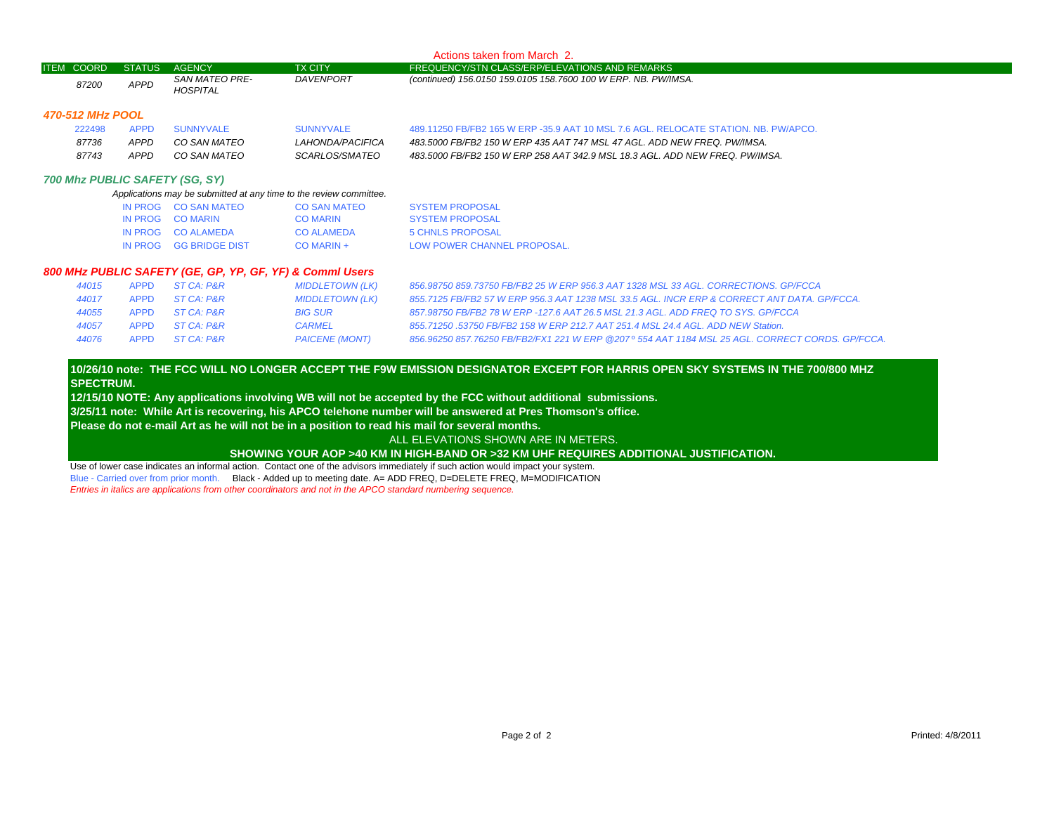Actions taken from March 2.

| ITEM | COORD | STATUS | AGENCY | TX CITY | FREQUENCY/STN CLASS/ERP/ELEVATIONS AND REMARKS |
|---|---|---|---|---|---|
| | *87200* | *APPD* | *SAN MATEO PRE-HOSPITAL* | *DAVENPORT* | *(continued) 156.0150 159.0105 158.7600 100 W ERP. NB. PW/IMSA.* |

### *470-512 MHz POOL*

| ITEM | COORD | STATUS | AGENCY | TX CITY | FREQUENCY/STN CLASS/ERP/ELEVATIONS AND REMARKS |
|---|---|---|---|---|---|
| | 222498 | APPD | SUNNYVALE | SUNNYVALE | 489.11250 FB/FB2 165 W ERP -35.9 AAT 10 MSL 7.6 AGL. RELOCATE STATION. NB. PW/APCO. |
| | *87736* | *APPD* | *CO SAN MATEO* | *LAHONDA/PACIFICA* | *483.5000 FB/FB2 150 W ERP 435 AAT 747 MSL 47 AGL. ADD NEW FREQ. PW/IMSA.* |
| | *87743* | *APPD* | *CO SAN MATEO* | *SCARLOS/SMATEO* | *483.5000 FB/FB2 150 W ERP 258 AAT 342.9 MSL 18.3 AGL. ADD NEW FREQ. PW/IMSA.* |

### *700 Mhz PUBLIC SAFETY (SG, SY)*

*Applications may be submitted at any time to the review committee.*

| ITEM | COORD | STATUS | AGENCY | TX CITY | FREQUENCY/STN CLASS/ERP/ELEVATIONS AND REMARKS |
|---|---|---|---|---|---|
| | | IN PROG | CO SAN MATEO | CO SAN MATEO | SYSTEM PROPOSAL |
| | | IN PROG | CO MARIN | CO MARIN | SYSTEM PROPOSAL |
| | | IN PROG | CO ALAMEDA | CO ALAMEDA | 5 CHNLS PROPOSAL |
| | | IN PROG | GG BRIDGE DIST | CO MARIN + | LOW POWER CHANNEL PROPOSAL. |

### *800 MHz PUBLIC SAFETY (GE, GP, YP, GF, YF) & Comml Users*

| ITEM | COORD | STATUS | AGENCY | TX CITY | FREQUENCY/STN CLASS/ERP/ELEVATIONS AND REMARKS |
|---|---|---|---|---|---|
| | *44015* | APPD | *ST CA: P&R* | *MIDDLETOWN (LK)* | *856.98750 859.73750 FB/FB2 25 W ERP 956.3 AAT 1328 MSL 33 AGL. CORRECTIONS. GP/FCCA* |
| | *44017* | APPD | *ST CA: P&R* | *MIDDLETOWN (LK)* | *855.7125 FB/FB2 57 W ERP 956.3 AAT 1238 MSL 33.5 AGL. INCR ERP & CORRECT ANT DATA. GP/FCCA.* |
| | *44055* | APPD | *ST CA: P&R* | *BIG SUR* | *857.98750 FB/FB2 78 W ERP -127.6 AAT 26.5 MSL 21.3 AGL. ADD FREQ TO SYS. GP/FCCA* |
| | *44057* | APPD | *ST CA: P&R* | *CARMEL* | *855.71250 .53750 FB/FB2 158 W ERP 212.7 AAT 251.4 MSL 24.4 AGL. ADD NEW Station.* |
| | *44076* | APPD | *ST CA: P&R* | *PAICENE (MONT)* | *856.96250 857.76250 FB/FB2/FX1 221 W ERP @207º 554 AAT 1184 MSL 25 AGL. CORRECT CORDS. GP/FCCA.* |

**10/26/10 note: THE FCC WILL NO LONGER ACCEPT THE F9W EMISSION DESIGNATOR EXCEPT FOR HARRIS OPEN SKY SYSTEMS IN THE 700/800 MHZ SPECTRUM.**

**12/15/10 NOTE: Any applications involving WB will not be accepted by the FCC without additional submissions.**

**3/25/11 note: While Art is recovering, his APCO telehone number will be answered at Pres Thomson's office.**

**Please do not e-mail Art as he will not be in a position to read his mail for several months.**

ALL ELEVATIONS SHOWN ARE IN METERS.

**SHOWING YOUR AOP >40 KM IN HIGH-BAND OR >32 KM UHF REQUIRES ADDITIONAL JUSTIFICATION.**

Use of lower case indicates an informal action. Contact one of the advisors immediately if such action would impact your system.

Blue - Carried over from prior month. Black - Added up to meeting date. A= ADD FREQ, D=DELETE FREQ, M=MODIFICATION

*Entries in italics are applications from other coordinators and not in the APCO standard numbering sequence.*

Printed: 4/8/2011